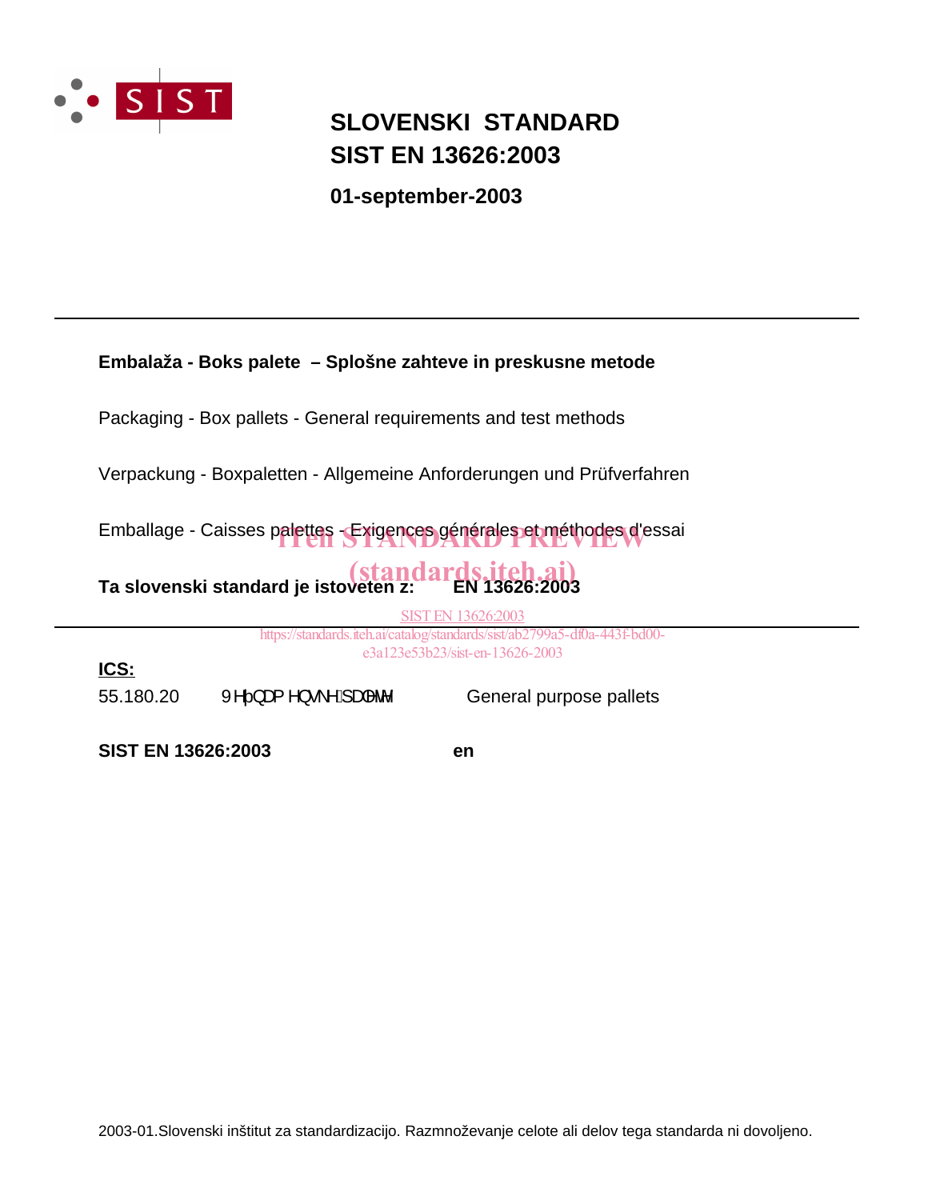# SLOVENSKI STANDARD
# SIST EN 13626:2003

**01-september-2003**

---

**Embalaža - Boks palete – Splošne zahteve in preskusne metode**

Packaging - Box pallets - General requirements and test methods

Verpackung - Boxpaletten - Allgemeine Anforderungen und Prüfverfahren

Emballage - Caisses palettes - Exigences générales et méthodes d'essai

iTeh STANDARD PREVIEW
(standards.iteh.ai)

**Ta slovenski standard je istoveten z:** **EN 13626:2003**

SIST EN 13626:2003
https://standards.iteh.ai/catalog/standards/sist/ab2799a5-df0a-443f-bd00-e3a123e53b23/sist-en-13626-2003

---

**ICS:**

55.180.20 9HpQDP HQVNHISDOHMH General purpose pallets

**SIST EN 13626:2003** **en**

2003-01.Slovenski inštitut za standardizacijo. Razmnoževanje celote ali delov tega standarda ni dovoljeno.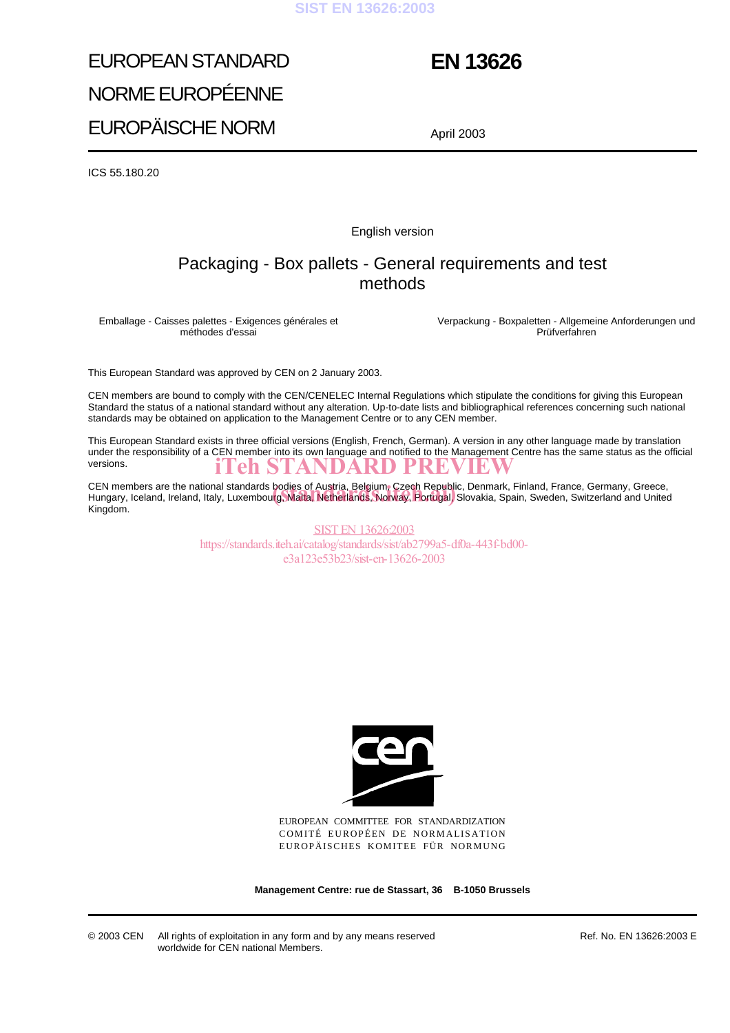# EUROPEAN STANDARD
# NORME EUROPÉENNE
# EUROPÄISCHE NORM

# EN 13626

April 2003

ICS 55.180.20

English version

## Packaging - Box pallets - General requirements and test methods

Emballage - Caisses palettes - Exigences générales et méthodes d'essai

Verpackung - Boxpaletten - Allgemeine Anforderungen und Prüfverfahren

This European Standard was approved by CEN on 2 January 2003.

CEN members are bound to comply with the CEN/CENELEC Internal Regulations which stipulate the conditions for giving this European Standard the status of a national standard without any alteration. Up-to-date lists and bibliographical references concerning such national standards may be obtained on application to the Management Centre or to any CEN member.

This European Standard exists in three official versions (English, French, German). A version in any other language made by translation under the responsibility of a CEN member into its own language and notified to the Management Centre has the same status as the official versions.

CEN members are the national standards bodies of Austria, Belgium, Czech Republic, Denmark, Finland, France, Germany, Greece, Hungary, Iceland, Ireland, Italy, Luxembourg, Malta, Netherlands, Norway, Portugal, Slovakia, Spain, Sweden, Switzerland and United Kingdom.

EUROPEAN COMMITTEE FOR STANDARDIZATION
COMITÉ EUROPÉEN DE NORMALISATION
EUROPÄISCHES KOMITEE FÜR NORMUNG

**Management Centre: rue de Stassart, 36 B-1050 Brussels**

© 2003 CEN All rights of exploitation in any form and by any means reserved worldwide for CEN national Members.

Ref. No. EN 13626:2003 E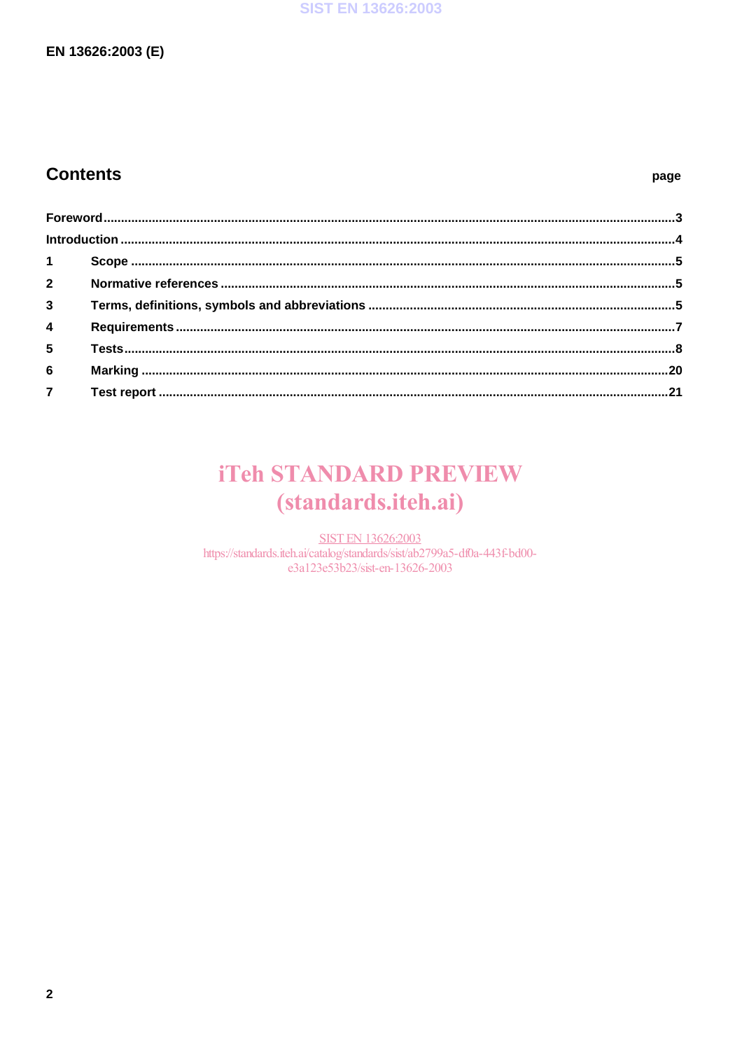## Contents

page

| | | |
|---|---|---|
| Foreword | | 3 |
| Introduction | | 4 |
| 1 | Scope | 5 |
| 2 | Normative references | 5 |
| 3 | Terms, definitions, symbols and abbreviations | 5 |
| 4 | Requirements | 7 |
| 5 | Tests | 8 |
| 6 | Marking | 20 |
| 7 | Test report | 21 |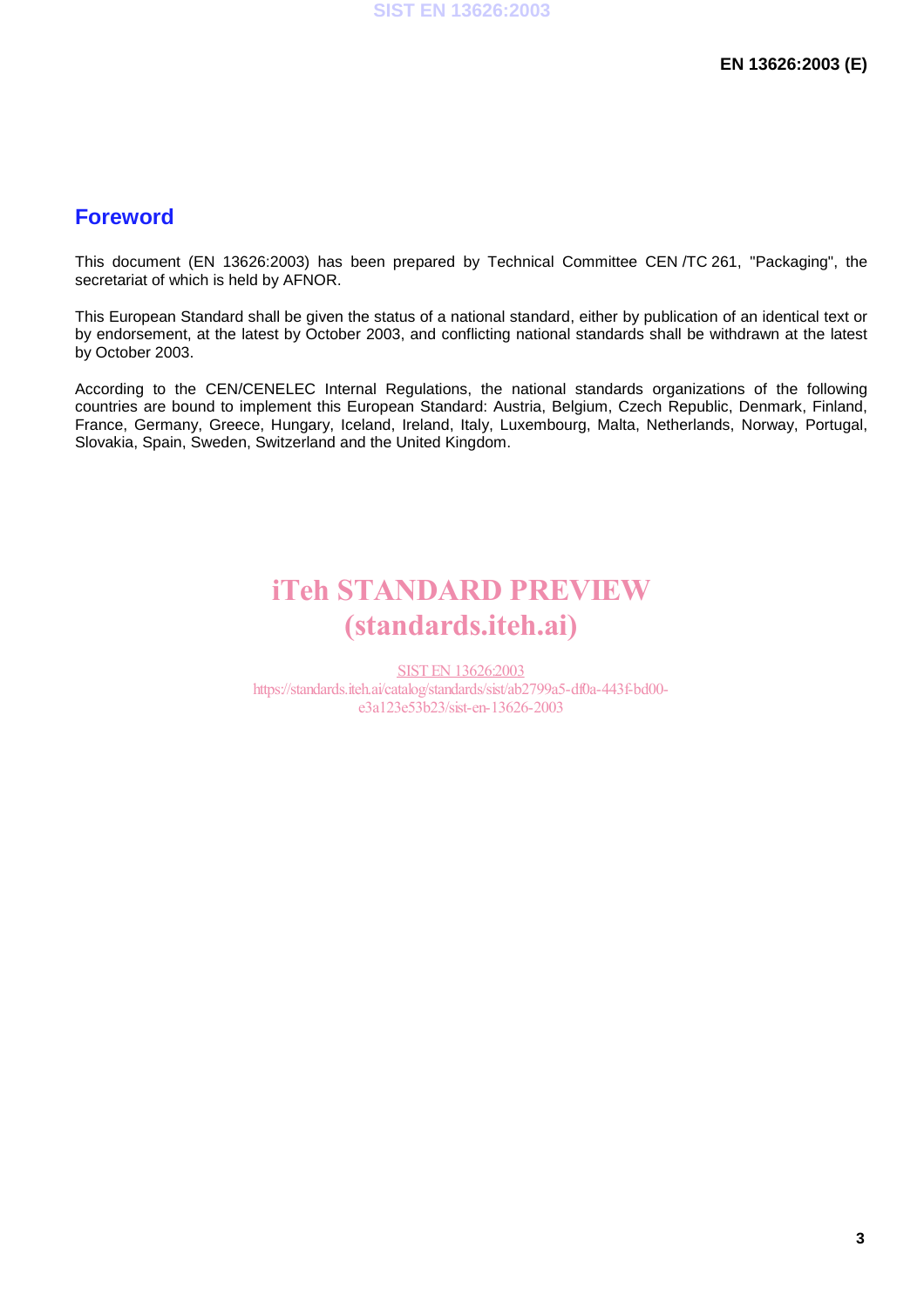## Foreword

This document (EN 13626:2003) has been prepared by Technical Committee CEN /TC 261, "Packaging", the secretariat of which is held by AFNOR.

This European Standard shall be given the status of a national standard, either by publication of an identical text or by endorsement, at the latest by October 2003, and conflicting national standards shall be withdrawn at the latest by October 2003.

According to the CEN/CENELEC Internal Regulations, the national standards organizations of the following countries are bound to implement this European Standard: Austria, Belgium, Czech Republic, Denmark, Finland, France, Germany, Greece, Hungary, Iceland, Ireland, Italy, Luxembourg, Malta, Netherlands, Norway, Portugal, Slovakia, Spain, Sweden, Switzerland and the United Kingdom.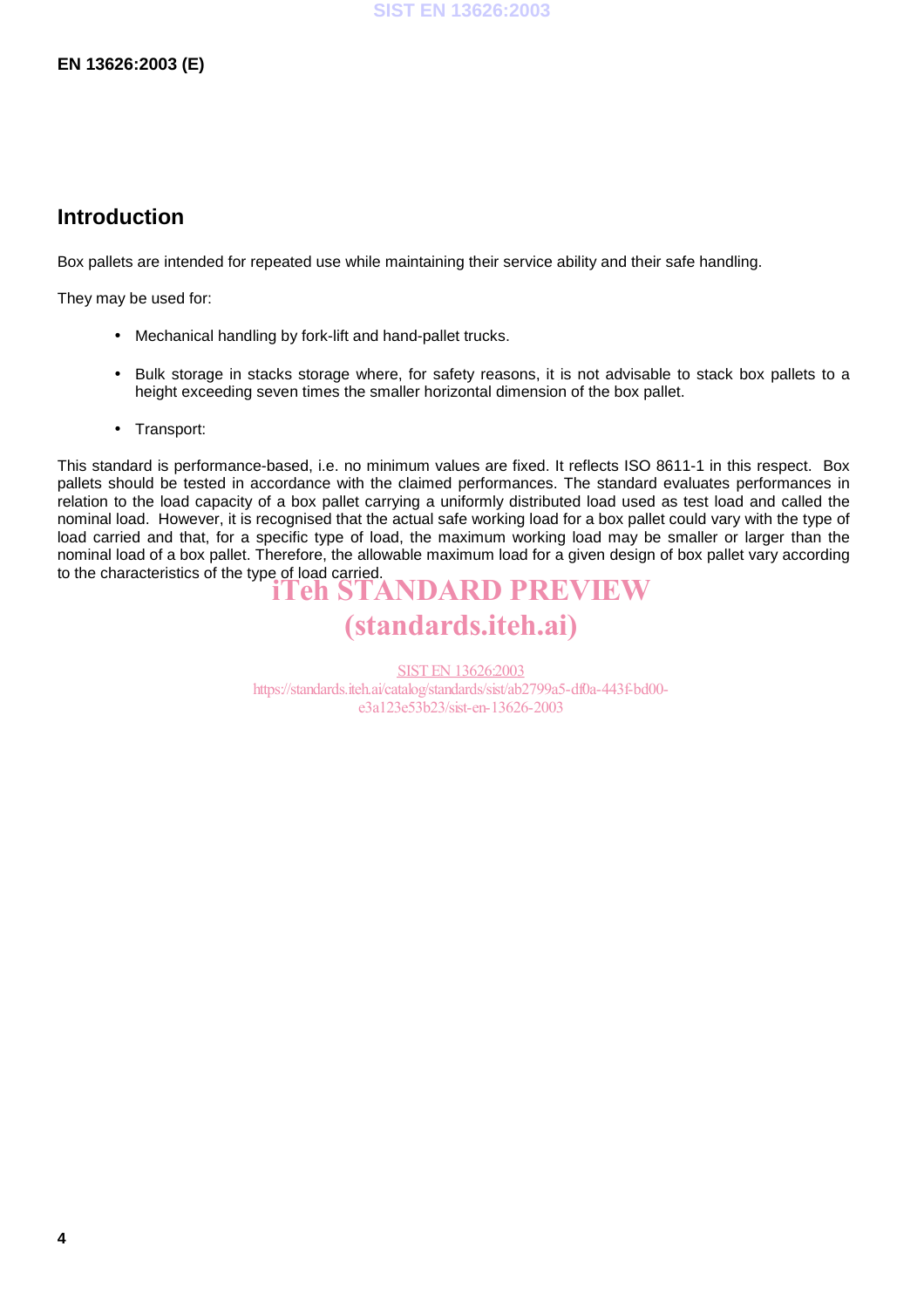## Introduction

Box pallets are intended for repeated use while maintaining their service ability and their safe handling.

They may be used for:

- Mechanical handling by fork-lift and hand-pallet trucks.
- Bulk storage in stacks storage where, for safety reasons, it is not advisable to stack box pallets to a height exceeding seven times the smaller horizontal dimension of the box pallet.
- Transport:

This standard is performance-based, i.e. no minimum values are fixed. It reflects ISO 8611-1 in this respect. Box pallets should be tested in accordance with the claimed performances. The standard evaluates performances in relation to the load capacity of a box pallet carrying a uniformly distributed load used as test load and called the nominal load. However, it is recognised that the actual safe working load for a box pallet could vary with the type of load carried and that, for a specific type of load, the maximum working load may be smaller or larger than the nominal load of a box pallet. Therefore, the allowable maximum load for a given design of box pallet vary according to the characteristics of the type of load carried.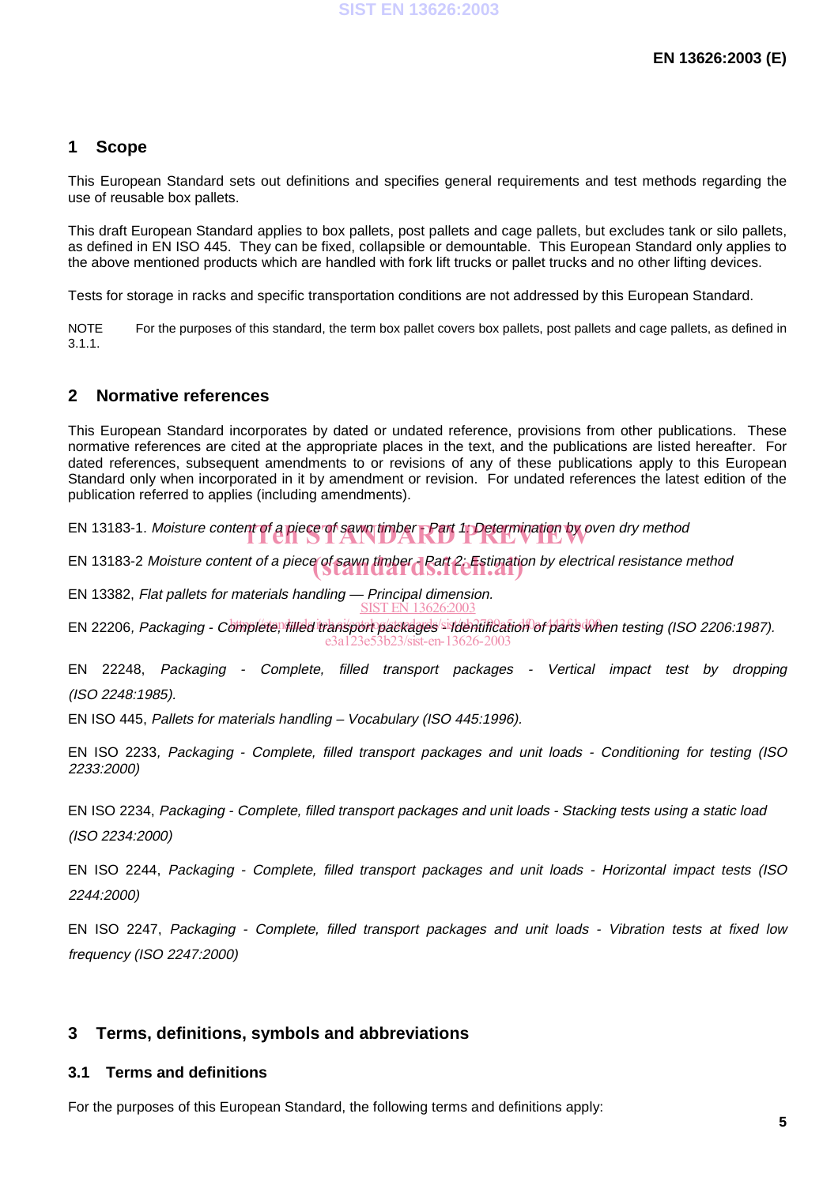## 1 Scope

This European Standard sets out definitions and specifies general requirements and test methods regarding the use of reusable box pallets.

This draft European Standard applies to box pallets, post pallets and cage pallets, but excludes tank or silo pallets, as defined in EN ISO 445. They can be fixed, collapsible or demountable. This European Standard only applies to the above mentioned products which are handled with fork lift trucks or pallet trucks and no other lifting devices.

Tests for storage in racks and specific transportation conditions are not addressed by this European Standard.

NOTE For the purposes of this standard, the term box pallet covers box pallets, post pallets and cage pallets, as defined in 3.1.1.

## 2 Normative references

This European Standard incorporates by dated or undated reference, provisions from other publications. These normative references are cited at the appropriate places in the text, and the publications are listed hereafter. For dated references, subsequent amendments to or revisions of any of these publications apply to this European Standard only when incorporated in it by amendment or revision. For undated references the latest edition of the publication referred to applies (including amendments).

EN 13183-1. *Moisture content of a piece of sawn timber - Part 1: Determination by oven dry method*

EN 13183-2 *Moisture content of a piece of sawn timber - Part 2: Estimation by electrical resistance method*

EN 13382, *Flat pallets for materials handling — Principal dimension.*

EN 22206, *Packaging - Complete, filled transport packages - Identification of parts when testing (ISO 2206:1987).*

EN 22248, *Packaging - Complete, filled transport packages - Vertical impact test by dropping (ISO 2248:1985).*

EN ISO 445, *Pallets for materials handling – Vocabulary (ISO 445:1996).*

EN ISO 2233, *Packaging - Complete, filled transport packages and unit loads - Conditioning for testing (ISO 2233:2000)*

EN ISO 2234, *Packaging - Complete, filled transport packages and unit loads - Stacking tests using a static load (ISO 2234:2000)*

EN ISO 2244, *Packaging - Complete, filled transport packages and unit loads - Horizontal impact tests (ISO 2244:2000)*

EN ISO 2247, *Packaging - Complete, filled transport packages and unit loads - Vibration tests at fixed low frequency (ISO 2247:2000)*

## 3 Terms, definitions, symbols and abbreviations

### 3.1 Terms and definitions

For the purposes of this European Standard, the following terms and definitions apply: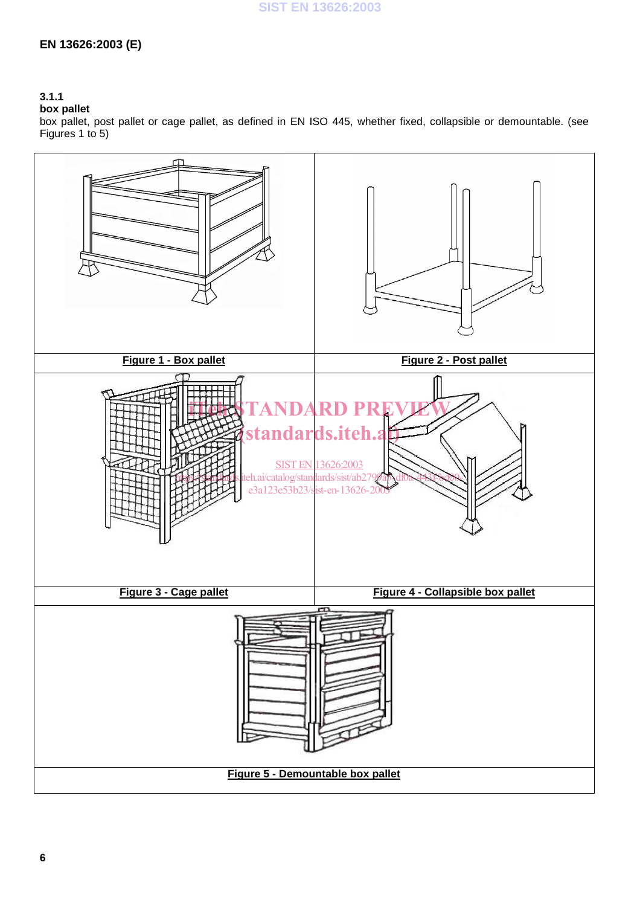### 3.1.1
**box pallet**

box pallet, post pallet or cage pallet, as defined in EN ISO 445, whether fixed, collapsible or demountable. (see Figures 1 to 5)

**Figure 1 - Box pallet**

**Figure 2 - Post pallet**

**Figure 3 - Cage pallet**

**Figure 4 - Collapsible box pallet**

**Figure 5 - Demountable box pallet**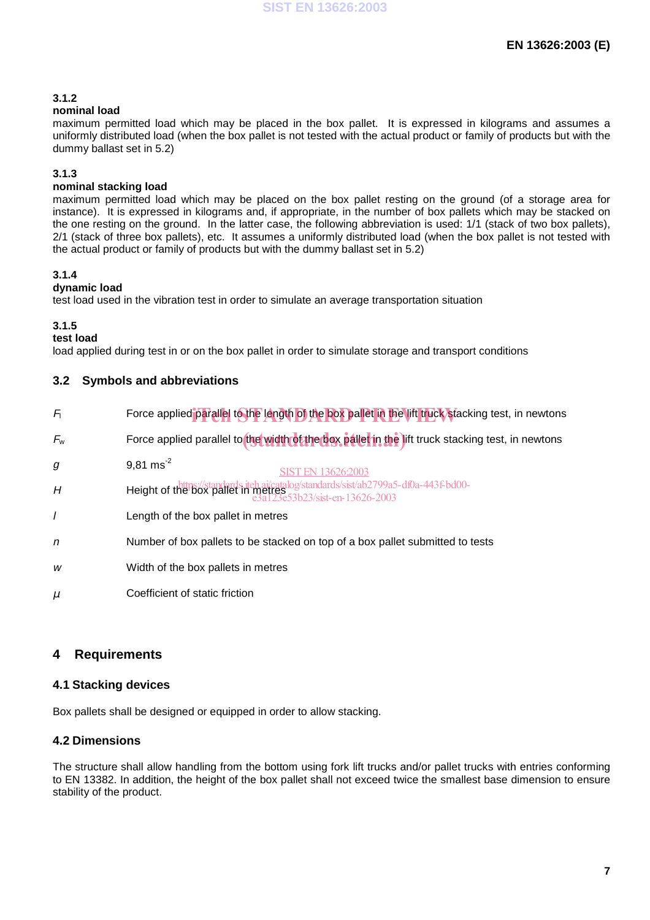### 3.1.2
**nominal load**

maximum permitted load which may be placed in the box pallet. It is expressed in kilograms and assumes a uniformly distributed load (when the box pallet is not tested with the actual product or family of products but with the dummy ballast set in 5.2)

### 3.1.3
**nominal stacking load**

maximum permitted load which may be placed on the box pallet resting on the ground (of a storage area for instance). It is expressed in kilograms and, if appropriate, in the number of box pallets which may be stacked on the one resting on the ground. In the latter case, the following abbreviation is used: 1/1 (stack of two box pallets), 2/1 (stack of three box pallets), etc. It assumes a uniformly distributed load (when the box pallet is not tested with the actual product or family of products but with the dummy ballast set in 5.2)

### 3.1.4
**dynamic load**

test load used in the vibration test in order to simulate an average transportation situation

### 3.1.5
**test load**

load applied during test in or on the box pallet in order to simulate storage and transport conditions

## 3.2 Symbols and abbreviations

| | |
|---|---|
| $F_l$ | Force applied parallel to the length of the box pallet in the lift truck stacking test, in newtons |
| $F_w$ | Force applied parallel to the width of the box pallet in the lift truck stacking test, in newtons |
| $g$ | 9,81 $ms^{-2}$ |
| $H$ | Height of the box pallet in metres |
| $l$ | Length of the box pallet in metres |
| $n$ | Number of box pallets to be stacked on top of a box pallet submitted to tests |
| $w$ | Width of the box pallets in metres |
| $\mu$ | Coefficient of static friction |

# 4 Requirements

## 4.1 Stacking devices

Box pallets shall be designed or equipped in order to allow stacking.

## 4.2 Dimensions

The structure shall allow handling from the bottom using fork lift trucks and/or pallet trucks with entries conforming to EN 13382. In addition, the height of the box pallet shall not exceed twice the smallest base dimension to ensure stability of the product.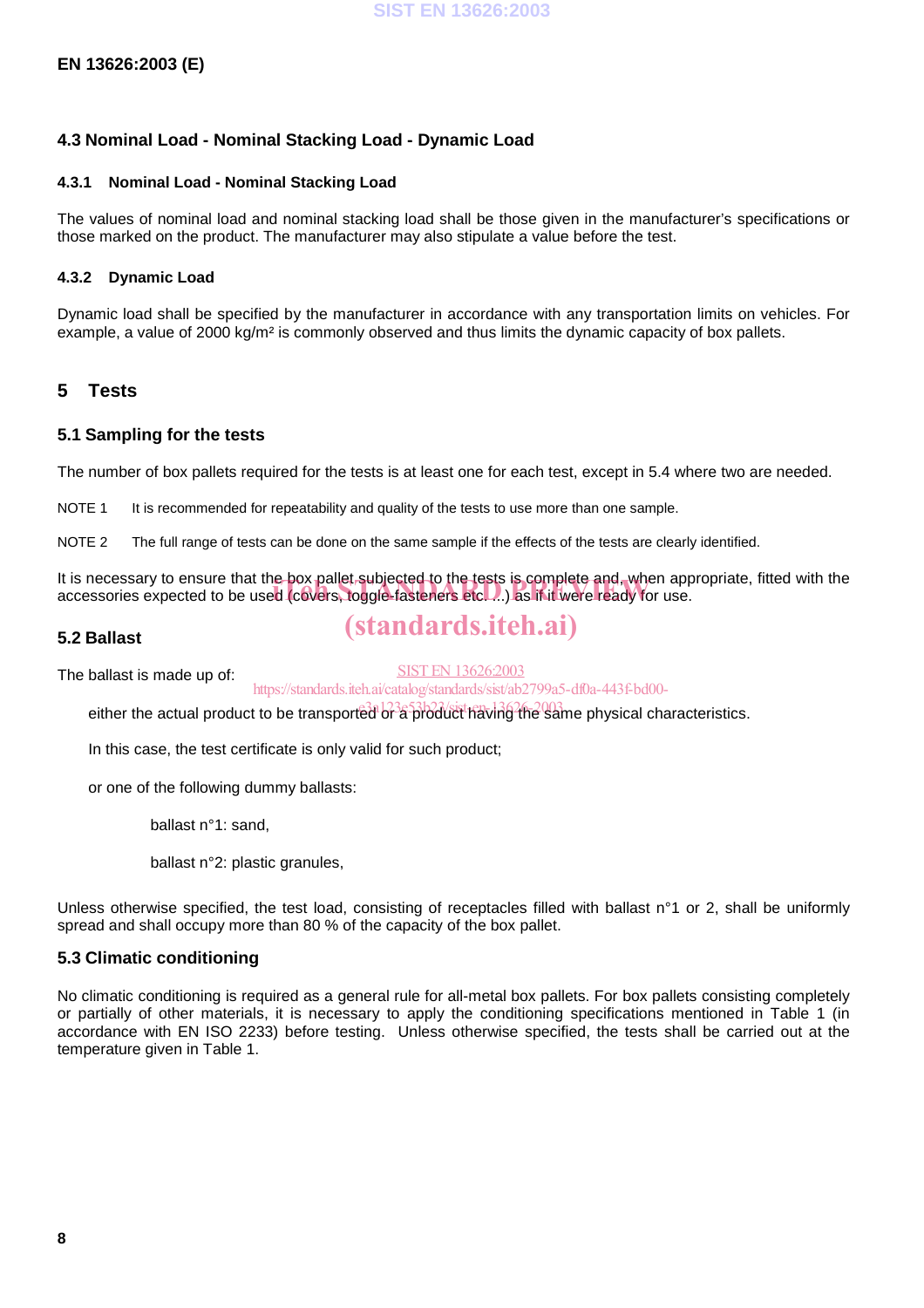### 4.3 Nominal Load - Nominal Stacking Load - Dynamic Load

#### 4.3.1 Nominal Load - Nominal Stacking Load

The values of nominal load and nominal stacking load shall be those given in the manufacturer's specifications or those marked on the product. The manufacturer may also stipulate a value before the test.

#### 4.3.2 Dynamic Load

Dynamic load shall be specified by the manufacturer in accordance with any transportation limits on vehicles. For example, a value of 2000 kg/m² is commonly observed and thus limits the dynamic capacity of box pallets.

## 5 Tests

### 5.1 Sampling for the tests

The number of box pallets required for the tests is at least one for each test, except in 5.4 where two are needed.

NOTE 1 It is recommended for repeatability and quality of the tests to use more than one sample.

NOTE 2 The full range of tests can be done on the same sample if the effects of the tests are clearly identified.

It is necessary to ensure that the box pallet subjected to the tests is complete and, when appropriate, fitted with the accessories expected to be used (covers, toggle-fasteners etc. ...) as if it were ready for use.

### 5.2 Ballast

The ballast is made up of:

either the actual product to be transported or a product having the same physical characteristics.

In this case, the test certificate is only valid for such product;

or one of the following dummy ballasts:

ballast n°1: sand,

ballast n°2: plastic granules,

Unless otherwise specified, the test load, consisting of receptacles filled with ballast n°1 or 2, shall be uniformly spread and shall occupy more than 80 % of the capacity of the box pallet.

### 5.3 Climatic conditioning

No climatic conditioning is required as a general rule for all-metal box pallets. For box pallets consisting completely or partially of other materials, it is necessary to apply the conditioning specifications mentioned in Table 1 (in accordance with EN ISO 2233) before testing. Unless otherwise specified, the tests shall be carried out at the temperature given in Table 1.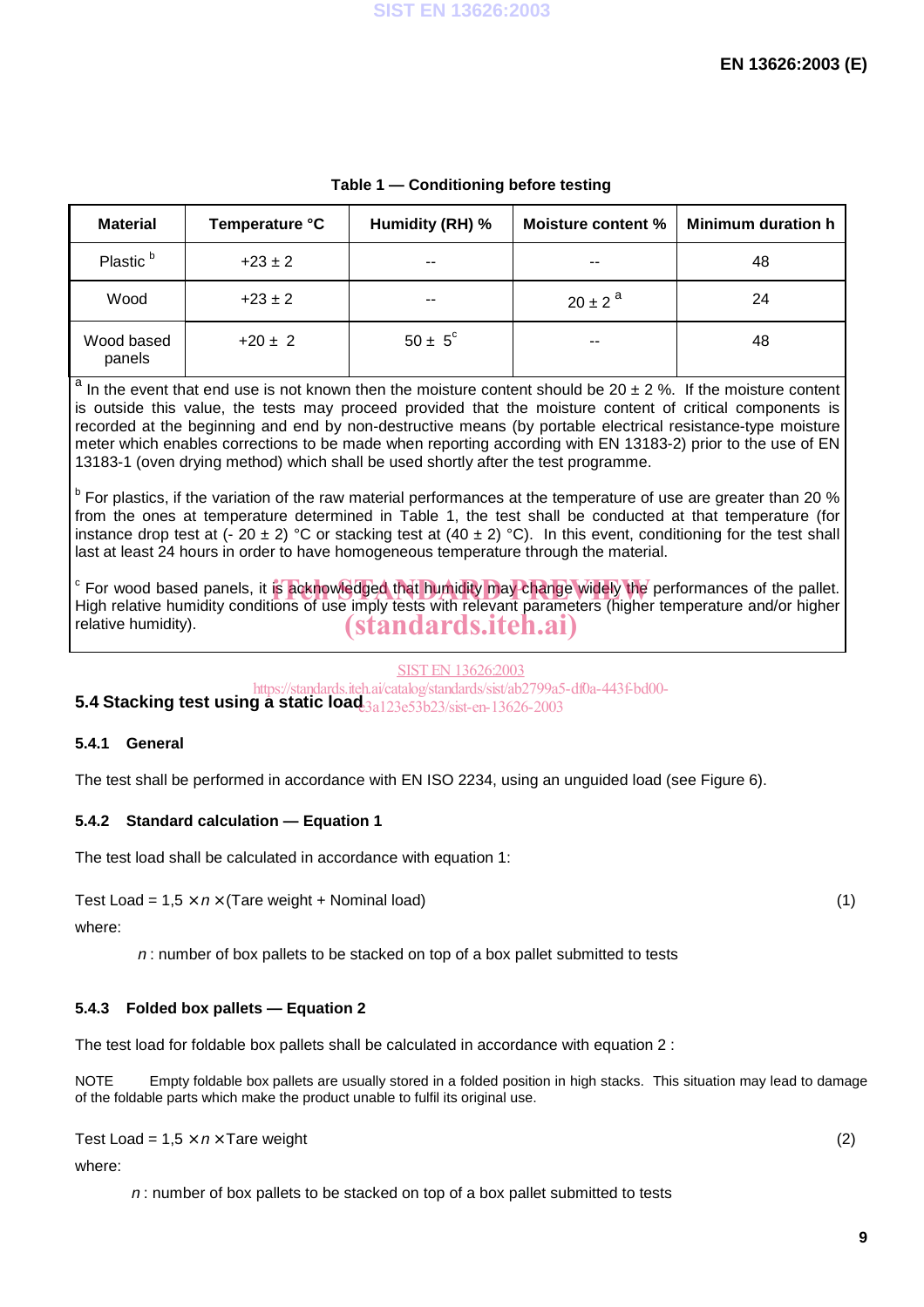Table 1 — Conditioning before testing

| Material | Temperature °C | Humidity (RH) % | Moisture content % | Minimum duration h |
|---|---|---|---|---|
| Plastic [b] | +23 ± 2 | -- | -- | 48 |
| Wood | +23 ± 2 | -- | 20 ± 2 [a] | 24 |
| Wood based panels | +20 ± 2 | 50 ± 5[c] | -- | 48 |

[a] In the event that end use is not known then the moisture content should be 20 ± 2 %. If the moisture content is outside this value, the tests may proceed provided that the moisture content of critical components is recorded at the beginning and end by non-destructive means (by portable electrical resistance-type moisture meter which enables corrections to be made when reporting according with EN 13183-2) prior to the use of EN 13183-1 (oven drying method) which shall be used shortly after the test programme.

[b] For plastics, if the variation of the raw material performances at the temperature of use are greater than 20 % from the ones at temperature determined in Table 1, the test shall be conducted at that temperature (for instance drop test at (- 20 ± 2) °C or stacking test at (40 ± 2) °C). In this event, conditioning for the test shall last at least 24 hours in order to have homogeneous temperature through the material.

[c] For wood based panels, it is acknowledged that humidity may change widely the performances of the pallet. High relative humidity conditions of use imply tests with relevant parameters (higher temperature and/or higher relative humidity).

### 5.4 Stacking test using a static load

#### 5.4.1 General

The test shall be performed in accordance with EN ISO 2234, using an unguided load (see Figure 6).

#### 5.4.2 Standard calculation — Equation 1

The test load shall be calculated in accordance with equation 1:

$$\text{Test Load} = 1{,}5 \times n \times (\text{Tare weight} + \text{Nominal load}) \qquad (1)$$

where:

$n$ : number of box pallets to be stacked on top of a box pallet submitted to tests

#### 5.4.3 Folded box pallets — Equation 2

The test load for foldable box pallets shall be calculated in accordance with equation 2 :

NOTE Empty foldable box pallets are usually stored in a folded position in high stacks. This situation may lead to damage of the foldable parts which make the product unable to fulfil its original use.

$$\text{Test Load} = 1{,}5 \times n \times \text{Tare weight} \qquad (2)$$

where:

$n$ : number of box pallets to be stacked on top of a box pallet submitted to tests